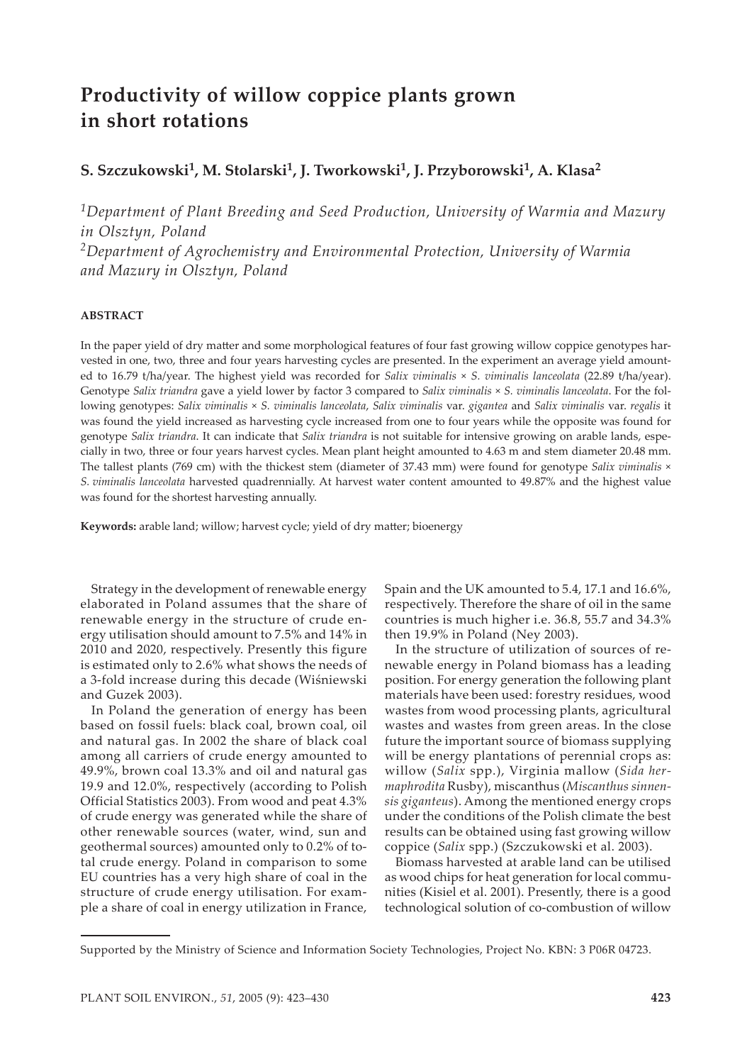# Productivity of willow coppice plants grown in short rotations

**S. Szczukowski[1], M. Stolarski[1], J. Tworkowski[1], J. Przyborowski[1], A. Klasa[2]**

*[1]Department of Plant Breeding and Seed Production, University of Warmia and Mazury in Olsztyn, Poland*
*[2]Department of Agrochemistry and Environmental Protection, University of Warmia and Mazury in Olsztyn, Poland*

## ABSTRACT

In the paper yield of dry matter and some morphological features of four fast growing willow coppice genotypes harvested in one, two, three and four years harvesting cycles are presented. In the experiment an average yield amounted to 16.79 t/ha/year. The highest yield was recorded for *Salix viminalis* × *S. viminalis lanceolata* (22.89 t/ha/year). Genotype *Salix triandra* gave a yield lower by factor 3 compared to *Salix viminalis* × *S. viminalis lanceolata*. For the following genotypes: *Salix viminalis* × *S. viminalis lanceolata*, *Salix viminalis* var. *gigantea* and *Salix viminalis* var. *regalis* it was found the yield increased as harvesting cycle increased from one to four years while the opposite was found for genotype *Salix triandra*. It can indicate that *Salix triandra* is not suitable for intensive growing on arable lands, especially in two, three or four years harvest cycles. Mean plant height amounted to 4.63 m and stem diameter 20.48 mm. The tallest plants (769 cm) with the thickest stem (diameter of 37.43 mm) were found for genotype *Salix viminalis* × *S. viminalis lanceolata* harvested quadrennially. At harvest water content amounted to 49.87% and the highest value was found for the shortest harvesting annually.

**Keywords:** arable land; willow; harvest cycle; yield of dry matter; bioenergy

Strategy in the development of renewable energy elaborated in Poland assumes that the share of renewable energy in the structure of crude energy utilisation should amount to 7.5% and 14% in 2010 and 2020, respectively. Presently this figure is estimated only to 2.6% what shows the needs of a 3-fold increase during this decade (Wiśniewski and Guzek 2003).

In Poland the generation of energy has been based on fossil fuels: black coal, brown coal, oil and natural gas. In 2002 the share of black coal among all carriers of crude energy amounted to 49.9%, brown coal 13.3% and oil and natural gas 19.9 and 12.0%, respectively (according to Polish Official Statistics 2003). From wood and peat 4.3% of crude energy was generated while the share of other renewable sources (water, wind, sun and geothermal sources) amounted only to 0.2% of total crude energy. Poland in comparison to some EU countries has a very high share of coal in the structure of crude energy utilisation. For example a share of coal in energy utilization in France, Spain and the UK amounted to 5.4, 17.1 and 16.6%, respectively. Therefore the share of oil in the same countries is much higher i.e. 36.8, 55.7 and 34.3% then 19.9% in Poland (Ney 2003).

In the structure of utilization of sources of renewable energy in Poland biomass has a leading position. For energy generation the following plant materials have been used: forestry residues, wood wastes from wood processing plants, agricultural wastes and wastes from green areas. In the close future the important source of biomass supplying will be energy plantations of perennial crops as: willow (*Salix* spp.), Virginia mallow (*Sida hermaphrodita* Rusby), miscanthus (*Miscanthus sinnensis giganteus*). Among the mentioned energy crops under the conditions of the Polish climate the best results can be obtained using fast growing willow coppice (*Salix* spp.) (Szczukowski et al. 2003).

Biomass harvested at arable land can be utilised as wood chips for heat generation for local communities (Kisiel et al. 2001). Presently, there is a good technological solution of co-combustion of willow

Supported by the Ministry of Science and Information Society Technologies, Project No. KBN: 3 P06R 04723.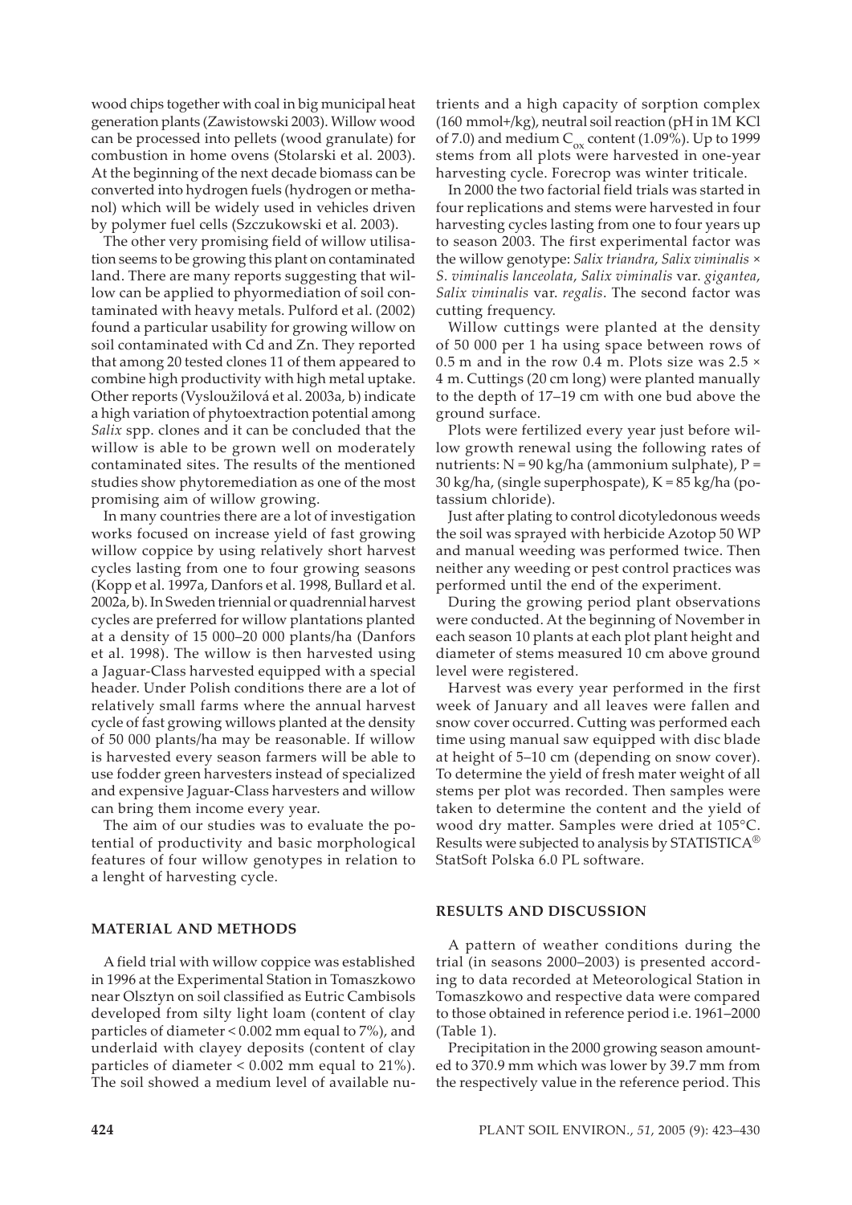wood chips together with coal in big municipal heat generation plants (Zawistowski 2003). Willow wood can be processed into pellets (wood granulate) for combustion in home ovens (Stolarski et al. 2003). At the beginning of the next decade biomass can be converted into hydrogen fuels (hydrogen or methanol) which will be widely used in vehicles driven by polymer fuel cells (Szczukowski et al. 2003).

The other very promising field of willow utilisation seems to be growing this plant on contaminated land. There are many reports suggesting that willow can be applied to phyormediation of soil contaminated with heavy metals. Pulford et al. (2002) found a particular usability for growing willow on soil contaminated with Cd and Zn. They reported that among 20 tested clones 11 of them appeared to combine high productivity with high metal uptake. Other reports (Vysloužilová et al. 2003a, b) indicate a high variation of phytoextraction potential among *Salix* spp. clones and it can be concluded that the willow is able to be grown well on moderately contaminated sites. The results of the mentioned studies show phytoremediation as one of the most promising aim of willow growing.

In many countries there are a lot of investigation works focused on increase yield of fast growing willow coppice by using relatively short harvest cycles lasting from one to four growing seasons (Kopp et al. 1997a, Danfors et al. 1998, Bullard et al. 2002a, b). In Sweden triennial or quadrennial harvest cycles are preferred for willow plantations planted at a density of 15 000–20 000 plants/ha (Danfors et al. 1998). The willow is then harvested using a Jaguar-Class harvested equipped with a special header. Under Polish conditions there are a lot of relatively small farms where the annual harvest cycle of fast growing willows planted at the density of 50 000 plants/ha may be reasonable. If willow is harvested every season farmers will be able to use fodder green harvesters instead of specialized and expensive Jaguar-Class harvesters and willow can bring them income every year.

The aim of our studies was to evaluate the potential of productivity and basic morphological features of four willow genotypes in relation to a lenght of harvesting cycle.

## MATERIAL AND METHODS

A field trial with willow coppice was established in 1996 at the Experimental Station in Tomaszkowo near Olsztyn on soil classified as Eutric Cambisols developed from silty light loam (content of clay particles of diameter < 0.002 mm equal to 7%), and underlaid with clayey deposits (content of clay particles of diameter < 0.002 mm equal to 21%). The soil showed a medium level of available nutrients and a high capacity of sorption complex (160 mmol+/kg), neutral soil reaction (pH in 1M KCl of 7.0) and medium $C_{ox}$ content (1.09%). Up to 1999 stems from all plots were harvested in one-year harvesting cycle. Forecrop was winter triticale.

In 2000 the two factorial field trials was started in four replications and stems were harvested in four harvesting cycles lasting from one to four years up to season 2003. The first experimental factor was the willow genotype: *Salix triandra*, *Salix viminalis* × *S. viminalis lanceolata*, *Salix viminalis* var. *gigantea*, *Salix viminalis* var. *regalis*. The second factor was cutting frequency.

Willow cuttings were planted at the density of 50 000 per 1 ha using space between rows of 0.5 m and in the row 0.4 m. Plots size was 2.5 × 4 m. Cuttings (20 cm long) were planted manually to the depth of 17–19 cm with one bud above the ground surface.

Plots were fertilized every year just before willow growth renewal using the following rates of nutrients: N = 90 kg/ha (ammonium sulphate), P = 30 kg/ha, (single superphospate), K = 85 kg/ha (potassium chloride).

Just after plating to control dicotyledonous weeds the soil was sprayed with herbicide Azotop 50 WP and manual weeding was performed twice. Then neither any weeding or pest control practices was performed until the end of the experiment.

During the growing period plant observations were conducted. At the beginning of November in each season 10 plants at each plot plant height and diameter of stems measured 10 cm above ground level were registered.

Harvest was every year performed in the first week of January and all leaves were fallen and snow cover occurred. Cutting was performed each time using manual saw equipped with disc blade at height of 5–10 cm (depending on snow cover). To determine the yield of fresh mater weight of all stems per plot was recorded. Then samples were taken to determine the content and the yield of wood dry matter. Samples were dried at 105°C. Results were subjected to analysis by STATISTICA® StatSoft Polska 6.0 PL software.

## RESULTS AND DISCUSSION

A pattern of weather conditions during the trial (in seasons 2000–2003) is presented according to data recorded at Meteorological Station in Tomaszkowo and respective data were compared to those obtained in reference period i.e. 1961–2000 (Table 1).

Precipitation in the 2000 growing season amounted to 370.9 mm which was lower by 39.7 mm from the respectively value in the reference period. This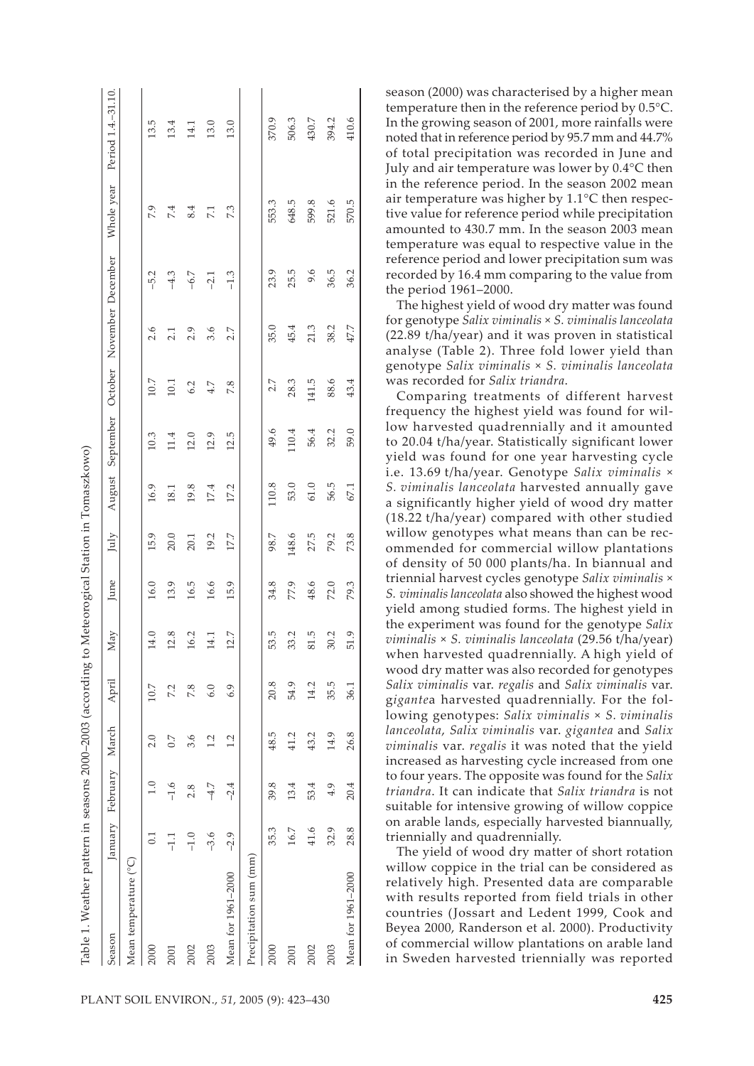Table 1. Weather pattern in seasons 2000–2003 (according to Meteorogical Station in Tomaszkowo)

| Season | January | February | March | April | May | June | July | August | September | October | November | December | Whole year | Period 1.4.–31.10. |
|---|---|---|---|---|---|---|---|---|---|---|---|---|---|---|
| Mean temperature (°C) | | | | | | | | | | | | | | |
| 2000 | 0.1 | 1.0 | 2.0 | 10.7 | 14.0 | 16.0 | 15.9 | 16.9 | 10.3 | 10.7 | 2.6 | –5.2 | 7.9 | 13.5 |
| 2001 | –1.1 | –1.6 | 0.7 | 7.2 | 12.8 | 13.9 | 20.0 | 18.1 | 11.4 | 10.1 | 2.1 | –4.3 | 7.4 | 13.4 |
| 2002 | –1.0 | 2.8 | 3.6 | 7.8 | 16.2 | 16.5 | 20.1 | 19.8 | 12.0 | 6.2 | 2.9 | –6.7 | 8.4 | 14.1 |
| 2003 | –3.6 | –4.7 | 1.2 | 6.0 | 14.1 | 16.6 | 19.2 | 17.4 | 12.9 | 4.7 | 3.6 | –2.1 | 7.1 | 13.0 |
| Mean for 1961–2000 | –2.9 | –2.4 | 1.2 | 6.9 | 12.7 | 15.9 | 17.7 | 17.2 | 12.5 | 7.8 | 2.7 | –1.3 | 7.3 | 13.0 |
| Precipitation sum (mm) | | | | | | | | | | | | | | |
| 2000 | 35.3 | 39.8 | 48.5 | 20.8 | 53.5 | 34.8 | 98.7 | 110.8 | 49.6 | 2.7 | 35.0 | 23.9 | 553.3 | 370.9 |
| 2001 | 16.7 | 13.4 | 41.2 | 54.9 | 33.2 | 77.9 | 148.6 | 53.0 | 110.4 | 28.3 | 45.4 | 25.5 | 648.5 | 506.3 |
| 2002 | 41.6 | 53.4 | 43.2 | 14.2 | 81.5 | 48.6 | 27.5 | 61.0 | 56.4 | 141.5 | 21.3 | 9.6 | 599.8 | 430.7 |
| 2003 | 32.9 | 4.9 | 14.9 | 35.5 | 30.2 | 72.0 | 79.2 | 56.5 | 32.2 | 88.6 | 38.2 | 36.5 | 521.6 | 394.2 |
| Mean for 1961–2000 | 28.8 | 20.4 | 26.8 | 36.1 | 51.9 | 79.3 | 73.8 | 67.1 | 59.0 | 43.4 | 47.7 | 36.2 | 570.5 | 410.6 |

season (2000) was characterised by a higher mean temperature then in the reference period by 0.5°C. In the growing season of 2001, more rainfalls were noted that in reference period by 95.7 mm and 44.7% of total precipitation was recorded in June and July and air temperature was lower by 0.4°C then in the reference period. In the season 2002 mean air temperature was higher by 1.1°C then respective value for reference period while precipitation amounted to 430.7 mm. In the season 2003 mean temperature was equal to respective value in the reference period and lower precipitation sum was recorded by 16.4 mm comparing to the value from the period 1961–2000.

The highest yield of wood dry matter was found for genotype *Salix viminalis* × *S. viminalis lanceolata* (22.89 t/ha/year) and it was proven in statistical analyse (Table 2). Three fold lower yield than genotype *Salix viminalis* × *S. viminalis lanceolata* was recorded for *Salix triandra*.

Comparing treatments of different harvest frequency the highest yield was found for willow harvested quadrennially and it amounted to 20.04 t/ha/year. Statistically significant lower yield was found for one year harvesting cycle i.e. 13.69 t/ha/year. Genotype *Salix viminalis* × *S. viminalis lanceolata* harvested annually gave a significantly higher yield of wood dry matter (18.22 t/ha/year) compared with other studied willow genotypes what means than can be recommended for commercial willow plantations of density of 50 000 plants/ha. In biannual and triennial harvest cycles genotype *Salix viminalis* × *S. viminalis lanceolata* also showed the highest wood yield among studied forms. The highest yield in the experiment was found for the genotype *Salix viminalis* × *S. viminalis lanceolata* (29.56 t/ha/year) when harvested quadrennially. A high yield of wood dry matter was also recorded for genotypes *Salix viminalis* var. *regalis* and *Salix viminalis* var. *gigantea* harvested quadrennially. For the following genotypes: *Salix viminalis* × *S. viminalis lanceolata*, *Salix viminalis* var. *gigantea* and *Salix viminalis* var. *regalis* it was noted that the yield increased as harvesting cycle increased from one to four years. The opposite was found for the *Salix triandra*. It can indicate that *Salix triandra* is not suitable for intensive growing of willow coppice on arable lands, especially harvested biannually, triennially and quadrennially.

The yield of wood dry matter of short rotation willow coppice in the trial can be considered as relatively high. Presented data are comparable with results reported from field trials in other countries (Jossart and Ledent 1999, Cook and Beyea 2000, Randerson et al. 2000). Productivity of commercial willow plantations on arable land in Sweden harvested triennially was reported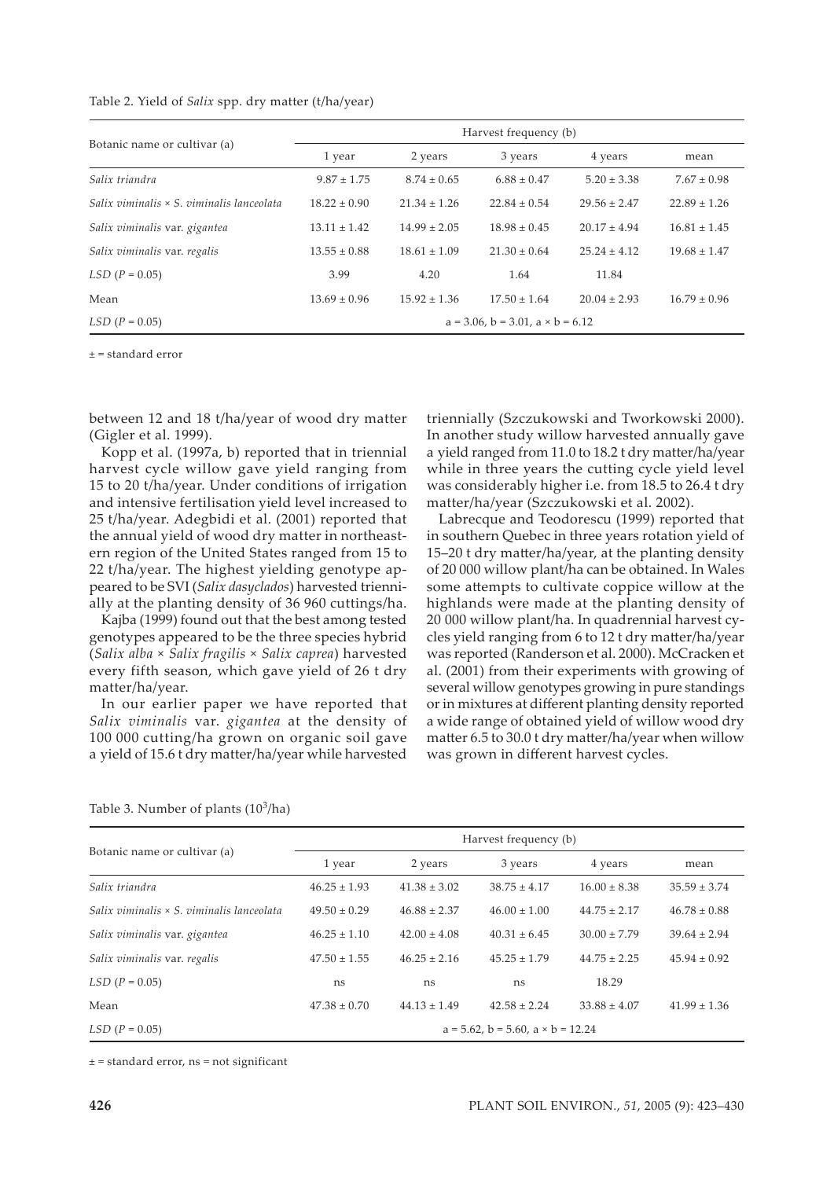Table 2. Yield of *Salix* spp. dry matter (t/ha/year)

| Botanic name or cultivar (a) | Harvest frequency (b) | | | | |
|---|---|---|---|---|---|
| | 1 year | 2 years | 3 years | 4 years | mean |
| *Salix triandra* | 9.87 ± 1.75 | 8.74 ± 0.65 | 6.88 ± 0.47 | 5.20 ± 3.38 | 7.67 ± 0.98 |
| *Salix viminalis* × *S. viminalis lanceolata* | 18.22 ± 0.90 | 21.34 ± 1.26 | 22.84 ± 0.54 | 29.56 ± 2.47 | 22.89 ± 1.26 |
| *Salix viminalis* var. *gigantea* | 13.11 ± 1.42 | 14.99 ± 2.05 | 18.98 ± 0.45 | 20.17 ± 4.94 | 16.81 ± 1.45 |
| *Salix viminalis* var. *regalis* | 13.55 ± 0.88 | 18.61 ± 1.09 | 21.30 ± 0.64 | 25.24 ± 4.12 | 19.68 ± 1.47 |
| *LSD* ($P = 0.05$) | 3.99 | 4.20 | 1.64 | 11.84 | |
| Mean | 13.69 ± 0.96 | 15.92 ± 1.36 | 17.50 ± 1.64 | 20.04 ± 2.93 | 16.79 ± 0.96 |
| *LSD* ($P = 0.05$) | a = 3.06, b = 3.01, a × b = 6.12 | | | | |

± = standard error

between 12 and 18 t/ha/year of wood dry matter (Gigler et al. 1999).

Kopp et al. (1997a, b) reported that in triennial harvest cycle willow gave yield ranging from 15 to 20 t/ha/year. Under conditions of irrigation and intensive fertilisation yield level increased to 25 t/ha/year. Adegbidi et al. (2001) reported that the annual yield of wood dry matter in northeastern region of the United States ranged from 15 to 22 t/ha/year. The highest yielding genotype appeared to be SVI (*Salix dasyclados*) harvested triennially at the planting density of 36 960 cuttings/ha.

Kajba (1999) found out that the best among tested genotypes appeared to be the three species hybrid (*Salix alba* × *Salix fragilis* × *Salix caprea*) harvested every fifth season, which gave yield of 26 t dry matter/ha/year.

In our earlier paper we have reported that *Salix viminalis* var. *gigantea* at the density of 100 000 cutting/ha grown on organic soil gave a yield of 15.6 t dry matter/ha/year while harvested triennially (Szczukowski and Tworkowski 2000). In another study willow harvested annually gave a yield ranged from 11.0 to 18.2 t dry matter/ha/year while in three years the cutting cycle yield level was considerably higher i.e. from 18.5 to 26.4 t dry matter/ha/year (Szczukowski et al. 2002).

Labrecque and Teodorescu (1999) reported that in southern Quebec in three years rotation yield of 15–20 t dry matter/ha/year, at the planting density of 20 000 willow plant/ha can be obtained. In Wales some attempts to cultivate coppice willow at the highlands were made at the planting density of 20 000 willow plant/ha. In quadrennial harvest cycles yield ranging from 6 to 12 t dry matter/ha/year was reported (Randerson et al. 2000). McCracken et al. (2001) from their experiments with growing of several willow genotypes growing in pure standings or in mixtures at different planting density reported a wide range of obtained yield of willow wood dry matter 6.5 to 30.0 t dry matter/ha/year when willow was grown in different harvest cycles.

Table 3. Number of plants ($10^3$/ha)

| Botanic name or cultivar (a) | Harvest frequency (b) | | | | |
|---|---|---|---|---|---|
| | 1 year | 2 years | 3 years | 4 years | mean |
| *Salix triandra* | 46.25 ± 1.93 | 41.38 ± 3.02 | 38.75 ± 4.17 | 16.00 ± 8.38 | 35.59 ± 3.74 |
| *Salix viminalis* × *S. viminalis lanceolata* | 49.50 ± 0.29 | 46.88 ± 2.37 | 46.00 ± 1.00 | 44.75 ± 2.17 | 46.78 ± 0.88 |
| *Salix viminalis* var. *gigantea* | 46.25 ± 1.10 | 42.00 ± 4.08 | 40.31 ± 6.45 | 30.00 ± 7.79 | 39.64 ± 2.94 |
| *Salix viminalis* var. *regalis* | 47.50 ± 1.55 | 46.25 ± 2.16 | 45.25 ± 1.79 | 44.75 ± 2.25 | 45.94 ± 0.92 |
| *LSD* ($P = 0.05$) | ns | ns | ns | 18.29 | |
| Mean | 47.38 ± 0.70 | 44.13 ± 1.49 | 42.58 ± 2.24 | 33.88 ± 4.07 | 41.99 ± 1.36 |
| *LSD* ($P = 0.05$) | a = 5.62, b = 5.60, a × b = 12.24 | | | | |

± = standard error, ns = not significant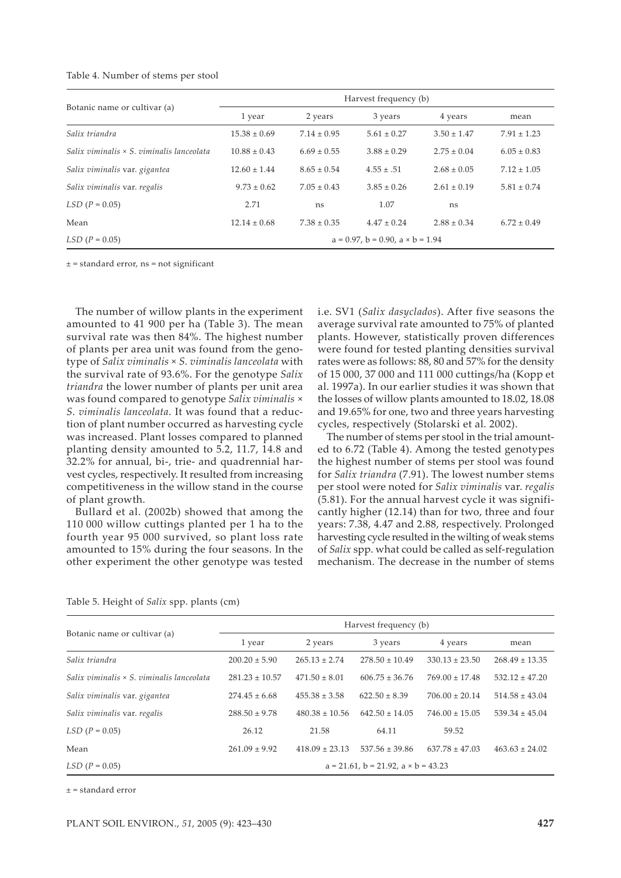Table 4. Number of stems per stool

| Botanic name or cultivar (a) | Harvest frequency (b) | | | | |
|---|---|---|---|---|---|
| | 1 year | 2 years | 3 years | 4 years | mean |
| *Salix triandra* | 15.38 ± 0.69 | 7.14 ± 0.95 | 5.61 ± 0.27 | 3.50 ± 1.47 | 7.91 ± 1.23 |
| *Salix viminalis* × *S. viminalis lanceolata* | 10.88 ± 0.43 | 6.69 ± 0.55 | 3.88 ± 0.29 | 2.75 ± 0.04 | 6.05 ± 0.83 |
| *Salix viminalis* var. *gigantea* | 12.60 ± 1.44 | 8.65 ± 0.54 | 4.55 ± .51 | 2.68 ± 0.05 | 7.12 ± 1.05 |
| *Salix viminalis* var. *regalis* | 9.73 ± 0.62 | 7.05 ± 0.43 | 3.85 ± 0.26 | 2.61 ± 0.19 | 5.81 ± 0.74 |
| *LSD* (*P* = 0.05) | 2.71 | ns | 1.07 | ns | |
| Mean | 12.14 ± 0.68 | 7.38 ± 0.35 | 4.47 ± 0.24 | 2.88 ± 0.34 | 6.72 ± 0.49 |
| *LSD* (*P* = 0.05) | a = 0.97, b = 0.90, a × b = 1.94 | | | | |

± = standard error, ns = not significant

The number of willow plants in the experiment amounted to 41 900 per ha (Table 3). The mean survival rate was then 84%. The highest number of plants per area unit was found from the genotype of *Salix viminalis* × *S. viminalis lanceolata* with the survival rate of 93.6%. For the genotype *Salix triandra* the lower number of plants per unit area was found compared to genotype *Salix viminalis* × *S. viminalis lanceolata*. It was found that a reduction of plant number occurred as harvesting cycle was increased. Plant losses compared to planned planting density amounted to 5.2, 11.7, 14.8 and 32.2% for annual, bi-, trie- and quadrennial harvest cycles, respectively. It resulted from increasing competitiveness in the willow stand in the course of plant growth.

Bullard et al. (2002b) showed that among the 110 000 willow cuttings planted per 1 ha to the fourth year 95 000 survived, so plant loss rate amounted to 15% during the four seasons. In the other experiment the other genotype was tested i.e. SV1 (*Salix dasyclados*). After five seasons the average survival rate amounted to 75% of planted plants. However, statistically proven differences were found for tested planting densities survival rates were as follows: 88, 80 and 57% for the density of 15 000, 37 000 and 111 000 cuttings/ha (Kopp et al. 1997a). In our earlier studies it was shown that the losses of willow plants amounted to 18.02, 18.08 and 19.65% for one, two and three years harvesting cycles, respectively (Stolarski et al. 2002).

The number of stems per stool in the trial amounted to 6.72 (Table 4). Among the tested genotypes the highest number of stems per stool was found for *Salix triandra* (7.91). The lowest number stems per stool were noted for *Salix viminalis* var. *regalis* (5.81). For the annual harvest cycle it was significantly higher (12.14) than for two, three and four years: 7.38, 4.47 and 2.88, respectively. Prolonged harvesting cycle resulted in the wilting of weak stems of *Salix* spp. what could be called as self-regulation mechanism. The decrease in the number of stems

Table 5. Height of *Salix* spp. plants (cm)

| Botanic name or cultivar (a) | Harvest frequency (b) | | | | |
|---|---|---|---|---|---|
| | 1 year | 2 years | 3 years | 4 years | mean |
| *Salix triandra* | 200.20 ± 5.90 | 265.13 ± 2.74 | 278.50 ± 10.49 | 330.13 ± 23.50 | 268.49 ± 13.35 |
| *Salix viminalis* × *S. viminalis lanceolata* | 281.23 ± 10.57 | 471.50 ± 8.01 | 606.75 ± 36.76 | 769.00 ± 17.48 | 532.12 ± 47.20 |
| *Salix viminalis* var. *gigantea* | 274.45 ± 6.68 | 455.38 ± 3.58 | 622.50 ± 8.39 | 706.00 ± 20.14 | 514.58 ± 43.04 |
| *Salix viminalis* var. *regalis* | 288.50 ± 9.78 | 480.38 ± 10.56 | 642.50 ± 14.05 | 746.00 ± 15.05 | 539.34 ± 45.04 |
| *LSD* (*P* = 0.05) | 26.12 | 21.58 | 64.11 | 59.52 | |
| Mean | 261.09 ± 9.92 | 418.09 ± 23.13 | 537.56 ± 39.86 | 637.78 ± 47.03 | 463.63 ± 24.02 |
| *LSD* (*P* = 0.05) | a = 21.61, b = 21.92, a × b = 43.23 | | | | |

± = standard error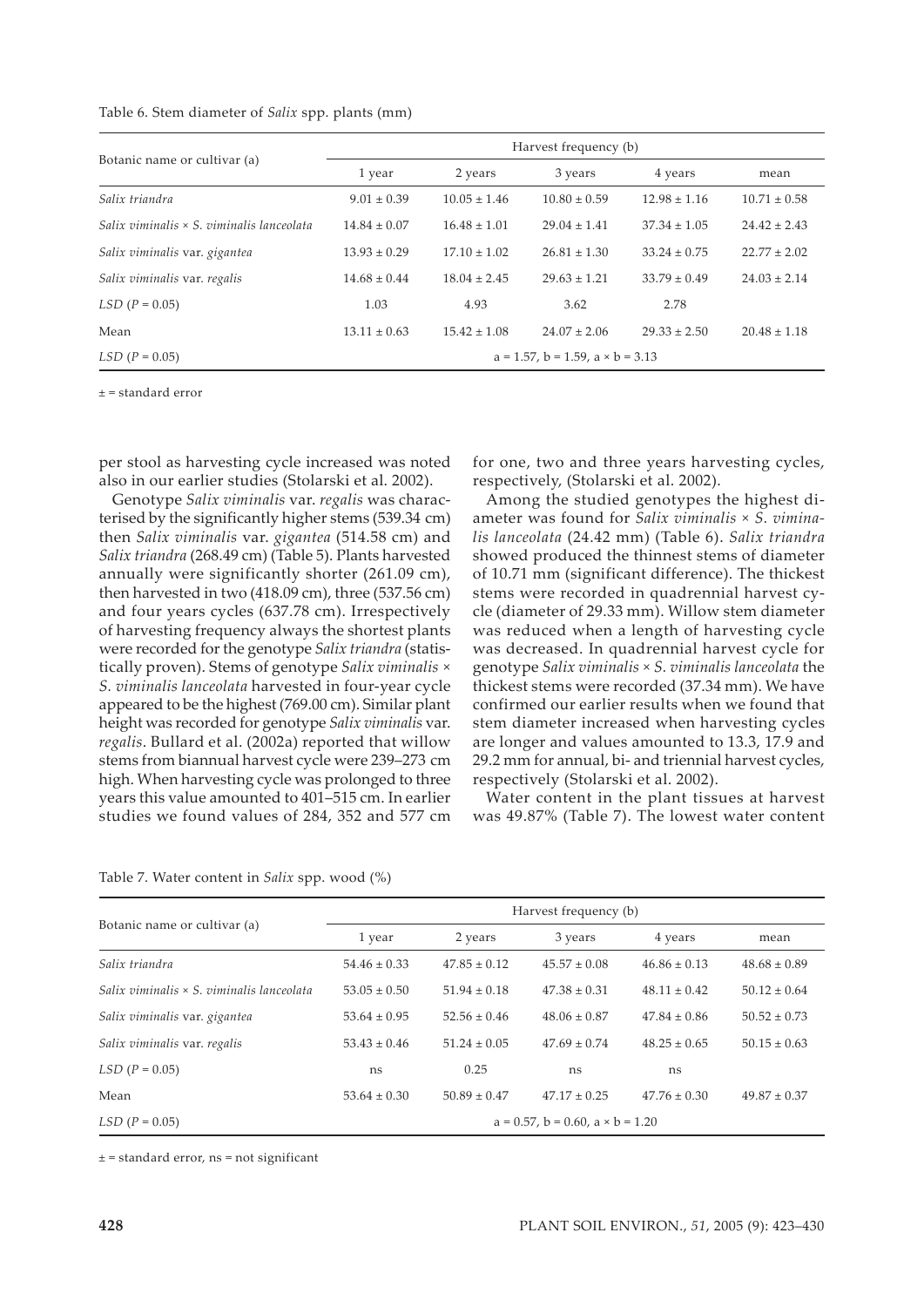Table 6. Stem diameter of *Salix* spp. plants (mm)

| Botanic name or cultivar (a) | Harvest frequency (b) | | | | |
|---|---|---|---|---|---|
| | 1 year | 2 years | 3 years | 4 years | mean |
| *Salix triandra* | 9.01 ± 0.39 | 10.05 ± 1.46 | 10.80 ± 0.59 | 12.98 ± 1.16 | 10.71 ± 0.58 |
| *Salix viminalis* × *S. viminalis lanceolata* | 14.84 ± 0.07 | 16.48 ± 1.01 | 29.04 ± 1.41 | 37.34 ± 1.05 | 24.42 ± 2.43 |
| *Salix viminalis* var. *gigantea* | 13.93 ± 0.29 | 17.10 ± 1.02 | 26.81 ± 1.30 | 33.24 ± 0.75 | 22.77 ± 2.02 |
| *Salix viminalis* var. *regalis* | 14.68 ± 0.44 | 18.04 ± 2.45 | 29.63 ± 1.21 | 33.79 ± 0.49 | 24.03 ± 2.14 |
| *LSD* ($P$ = 0.05) | 1.03 | 4.93 | 3.62 | 2.78 | |
| Mean | 13.11 ± 0.63 | 15.42 ± 1.08 | 24.07 ± 2.06 | 29.33 ± 2.50 | 20.48 ± 1.18 |
| *LSD* ($P$ = 0.05) | a = 1.57, b = 1.59, a × b = 3.13 | | | | |

± = standard error

per stool as harvesting cycle increased was noted also in our earlier studies (Stolarski et al. 2002).

Genotype *Salix viminalis* var. *regalis* was characterised by the significantly higher stems (539.34 cm) then *Salix viminalis* var. *gigantea* (514.58 cm) and *Salix triandra* (268.49 cm) (Table 5). Plants harvested annually were significantly shorter (261.09 cm), then harvested in two (418.09 cm), three (537.56 cm) and four years cycles (637.78 cm). Irrespectively of harvesting frequency always the shortest plants were recorded for the genotype *Salix triandra* (statistically proven). Stems of genotype *Salix viminalis* × *S. viminalis lanceolata* harvested in four-year cycle appeared to be the highest (769.00 cm). Similar plant height was recorded for genotype *Salix viminalis* var. *regalis*. Bullard et al. (2002a) reported that willow stems from biannual harvest cycle were 239–273 cm high. When harvesting cycle was prolonged to three years this value amounted to 401–515 cm. In earlier studies we found values of 284, 352 and 577 cm for one, two and three years harvesting cycles, respectively, (Stolarski et al. 2002).

Among the studied genotypes the highest diameter was found for *Salix viminalis* × *S. viminalis lanceolata* (24.42 mm) (Table 6). *Salix triandra* showed produced the thinnest stems of diameter of 10.71 mm (significant difference). The thickest stems were recorded in quadrennial harvest cycle (diameter of 29.33 mm). Willow stem diameter was reduced when a length of harvesting cycle was decreased. In quadrennial harvest cycle for genotype *Salix viminalis* × *S. viminalis lanceolata* the thickest stems were recorded (37.34 mm). We have confirmed our earlier results when we found that stem diameter increased when harvesting cycles are longer and values amounted to 13.3, 17.9 and 29.2 mm for annual, bi- and triennial harvest cycles, respectively (Stolarski et al. 2002).

Water content in the plant tissues at harvest was 49.87% (Table 7). The lowest water content

Table 7. Water content in *Salix* spp. wood (%)

| Botanic name or cultivar (a) | Harvest frequency (b) | | | | |
|---|---|---|---|---|---|
| | 1 year | 2 years | 3 years | 4 years | mean |
| *Salix triandra* | 54.46 ± 0.33 | 47.85 ± 0.12 | 45.57 ± 0.08 | 46.86 ± 0.13 | 48.68 ± 0.89 |
| *Salix viminalis* × *S. viminalis lanceolata* | 53.05 ± 0.50 | 51.94 ± 0.18 | 47.38 ± 0.31 | 48.11 ± 0.42 | 50.12 ± 0.64 |
| *Salix viminalis* var. *gigantea* | 53.64 ± 0.95 | 52.56 ± 0.46 | 48.06 ± 0.87 | 47.84 ± 0.86 | 50.52 ± 0.73 |
| *Salix viminalis* var. *regalis* | 53.43 ± 0.46 | 51.24 ± 0.05 | 47.69 ± 0.74 | 48.25 ± 0.65 | 50.15 ± 0.63 |
| *LSD* ($P$ = 0.05) | ns | 0.25 | ns | ns | |
| Mean | 53.64 ± 0.30 | 50.89 ± 0.47 | 47.17 ± 0.25 | 47.76 ± 0.30 | 49.87 ± 0.37 |
| *LSD* ($P$ = 0.05) | a = 0.57, b = 0.60, a × b = 1.20 | | | | |

± = standard error, ns = not significant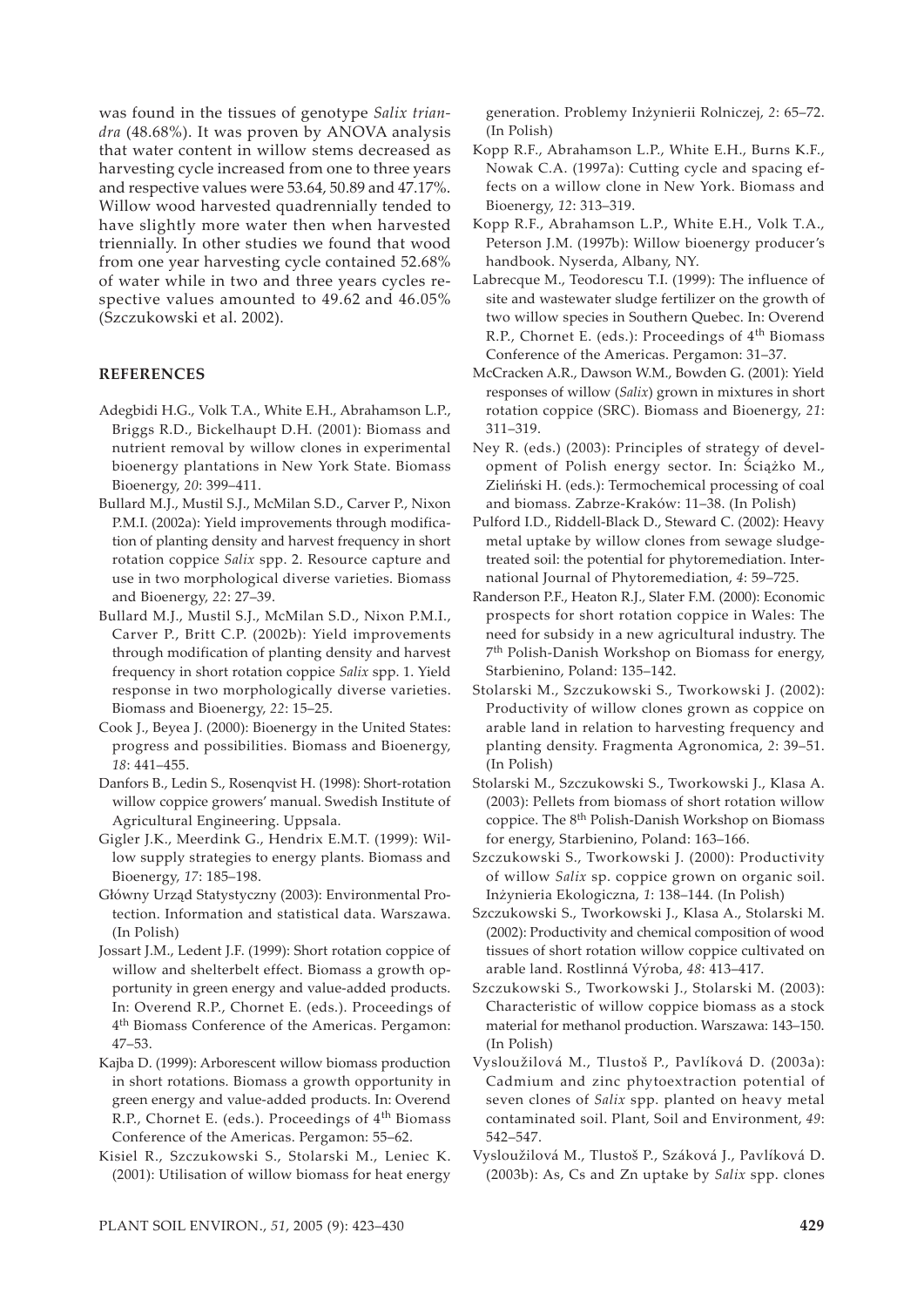was found in the tissues of genotype *Salix triandra* (48.68%). It was proven by ANOVA analysis that water content in willow stems decreased as harvesting cycle increased from one to three years and respective values were 53.64, 50.89 and 47.17%. Willow wood harvested quadrennially tended to have slightly more water then when harvested triennially. In other studies we found that wood from one year harvesting cycle contained 52.68% of water while in two and three years cycles respective values amounted to 49.62 and 46.05% (Szczukowski et al. 2002).

## REFERENCES

Adegbidi H.G., Volk T.A., White E.H., Abrahamson L.P., Briggs R.D., Bickelhaupt D.H. (2001): Biomass and nutrient removal by willow clones in experimental bioenergy plantations in New York State. Biomass Bioenergy, *20*: 399–411.

Bullard M.J., Mustil S.J., McMilan S.D., Carver P., Nixon P.M.I. (2002a): Yield improvements through modification of planting density and harvest frequency in short rotation coppice *Salix* spp. 2. Resource capture and use in two morphological diverse varieties. Biomass and Bioenergy, *22*: 27–39.

Bullard M.J., Mustil S.J., McMilan S.D., Nixon P.M.I., Carver P., Britt C.P. (2002b): Yield improvements through modification of planting density and harvest frequency in short rotation coppice *Salix* spp. 1. Yield response in two morphologically diverse varieties. Biomass and Bioenergy, *22*: 15–25.

Cook J., Beyea J. (2000): Bioenergy in the United States: progress and possibilities. Biomass and Bioenergy, *18*: 441–455.

Danfors B., Ledin S., Rosenqvist H. (1998): Short-rotation willow coppice growers' manual. Swedish Institute of Agricultural Engineering. Uppsala.

Gigler J.K., Meerdink G., Hendrix E.M.T. (1999): Willow supply strategies to energy plants. Biomass and Bioenergy, *17*: 185–198.

Główny Urząd Statystyczny (2003): Environmental Protection. Information and statistical data. Warszawa. (In Polish)

Jossart J.M., Ledent J.F. (1999): Short rotation coppice of willow and shelterbelt effect. Biomass a growth opportunity in green energy and value-added products. In: Overend R.P., Chornet E. (eds.). Proceedings of 4th Biomass Conference of the Americas. Pergamon: 47–53.

Kajba D. (1999): Arborescent willow biomass production in short rotations. Biomass a growth opportunity in green energy and value-added products. In: Overend R.P., Chornet E. (eds.): Proceedings of 4th Biomass Conference of the Americas. Pergamon: 55–62.

Kisiel R., Szczukowski S., Stolarski M., Leniec K. (2001): Utilisation of willow biomass for heat energy generation. Problemy Inżynierii Rolniczej, *2*: 65–72. (In Polish)

Kopp R.F., Abrahamson L.P., White E.H., Burns K.F., Nowak C.A. (1997a): Cutting cycle and spacing effects on a willow clone in New York. Biomass and Bioenergy, *12*: 313–319.

Kopp R.F., Abrahamson L.P., White E.H., Volk T.A., Peterson J.M. (1997b): Willow bioenergy producer's handbook. Nyserda, Albany, NY.

Labrecque M., Teodorescu T.I. (1999): The influence of site and wastewater sludge fertilizer on the growth of two willow species in Southern Quebec. In: Overend R.P., Chornet E. (eds.): Proceedings of 4th Biomass Conference of the Americas. Pergamon: 31–37.

McCracken A.R., Dawson W.M., Bowden G. (2001): Yield responses of willow (*Salix*) grown in mixtures in short rotation coppice (SRC). Biomass and Bioenergy, *21*: 311–319.

Ney R. (eds.) (2003): Principles of strategy of development of Polish energy sector. In: Ściążko M., Zieliński H. (eds.): Termochemical processing of coal and biomass. Zabrze-Kraków: 11–38. (In Polish)

Pulford I.D., Riddell-Black D., Steward C. (2002): Heavy metal uptake by willow clones from sewage sludge-treated soil: the potential for phytoremediation. International Journal of Phytoremediation, *4*: 59–725.

Randerson P.F., Heaton R.J., Slater F.M. (2000): Economic prospects for short rotation coppice in Wales: The need for subsidy in a new agricultural industry. The 7th Polish-Danish Workshop on Biomass for energy, Starbienino, Poland: 135–142.

Stolarski M., Szczukowski S., Tworkowski J. (2002): Productivity of willow clones grown as coppice on arable land in relation to harvesting frequency and planting density. Fragmenta Agronomica, *2*: 39–51. (In Polish)

Stolarski M., Szczukowski S., Tworkowski J., Klasa A. (2003): Pellets from biomass of short rotation willow coppice. The 8th Polish-Danish Workshop on Biomass for energy, Starbienino, Poland: 163–166.

Szczukowski S., Tworkowski J. (2000): Productivity of willow *Salix* sp. coppice grown on organic soil. Inżynieria Ekologiczna, *1*: 138–144. (In Polish)

Szczukowski S., Tworkowski J., Klasa A., Stolarski M. (2002): Productivity and chemical composition of wood tissues of short rotation willow coppice cultivated on arable land. Rostlinná Výroba, *48*: 413–417.

Szczukowski S., Tworkowski J., Stolarski M. (2003): Characteristic of willow coppice biomass as a stock material for methanol production. Warszawa: 143–150. (In Polish)

Vysloužilová M., Tlustoš P., Pavlíková D. (2003a): Cadmium and zinc phytoextraction potential of seven clones of *Salix* spp. planted on heavy metal contaminated soil. Plant, Soil and Environment, *49*: 542–547.

Vysloužilová M., Tlustoš P., Száková J., Pavlíková D. (2003b): As, Cs and Zn uptake by *Salix* spp. clones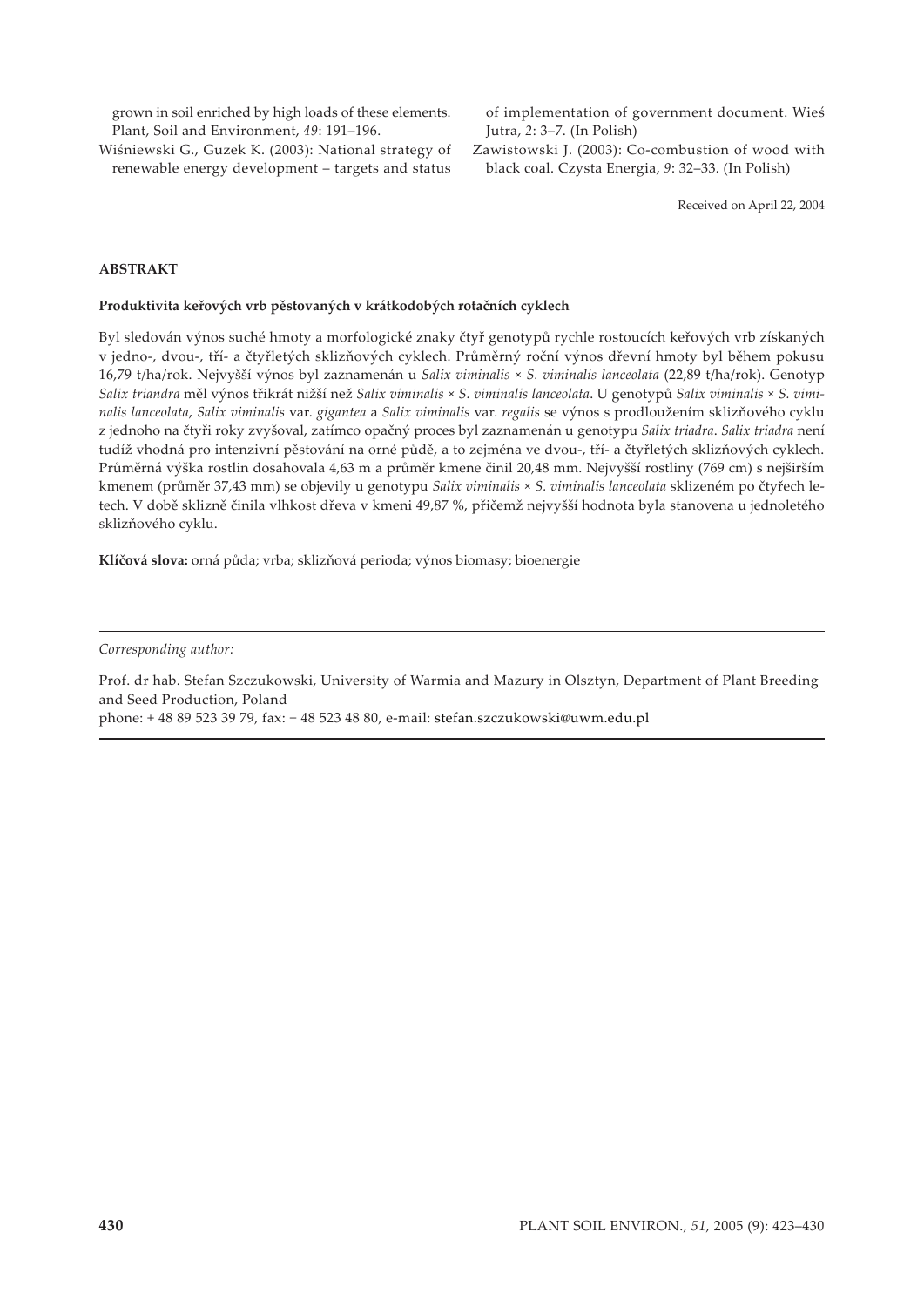grown in soil enriched by high loads of these elements. Plant, Soil and Environment, *49*: 191–196.

Wiśniewski G., Guzek K. (2003): National strategy of renewable energy development – targets and status of implementation of government document. Wieś Jutra, *2*: 3–7. (In Polish)

Zawistowski J. (2003): Co-combustion of wood with black coal. Czysta Energia, *9*: 32–33. (In Polish)

Received on April 22, 2004

**ABSTRAKT**

**Produktivita keřových vrb pěstovaných v krátkodobých rotačních cyklech**

Byl sledován výnos suché hmoty a morfologické znaky čtyř genotypů rychle rostoucích keřových vrb získaných v jedno-, dvou-, tří- a čtyřletých sklizňových cyklech. Průměrný roční výnos dřevní hmoty byl během pokusu 16,79 t/ha/rok. Nejvyšší výnos byl zaznamenán u *Salix viminalis* × *S. viminalis lanceolata* (22,89 t/ha/rok). Genotyp *Salix triandra* měl výnos třikrát nižší než *Salix viminalis* × *S. viminalis lanceolata*. U genotypů *Salix viminalis* × *S. viminalis lanceolata*, *Salix viminalis* var. *gigantea* a *Salix viminalis* var. *regalis* se výnos s prodloužením sklizňového cyklu z jednoho na čtyři roky zvyšoval, zatímco opačný proces byl zaznamenán u genotypu *Salix triadra*. *Salix triadra* není tudíž vhodná pro intenzivní pěstování na orné půdě, a to zejména ve dvou-, tří- a čtyřletých sklizňových cyklech. Průměrná výška rostlin dosahovala 4,63 m a průměr kmene činil 20,48 mm. Nejvyšší rostliny (769 cm) s nejširším kmenem (průměr 37,43 mm) se objevily u genotypu *Salix viminalis* × *S. viminalis lanceolata* sklizeném po čtyřech letech. V době sklizně činila vlhkost dřeva v kmeni 49,87 %, přičemž nejvyšší hodnota byla stanovena u jednoletého sklizňového cyklu.

**Klíčová slova:** orná půda; vrba; sklizňová perioda; výnos biomasy; bioenergie

*Corresponding author:*

Prof. dr hab. Stefan Szczukowski, University of Warmia and Mazury in Olsztyn, Department of Plant Breeding and Seed Production, Poland

phone: + 48 89 523 39 79, fax: + 48 523 48 80, e-mail: stefan.szczukowski@uwm.edu.pl